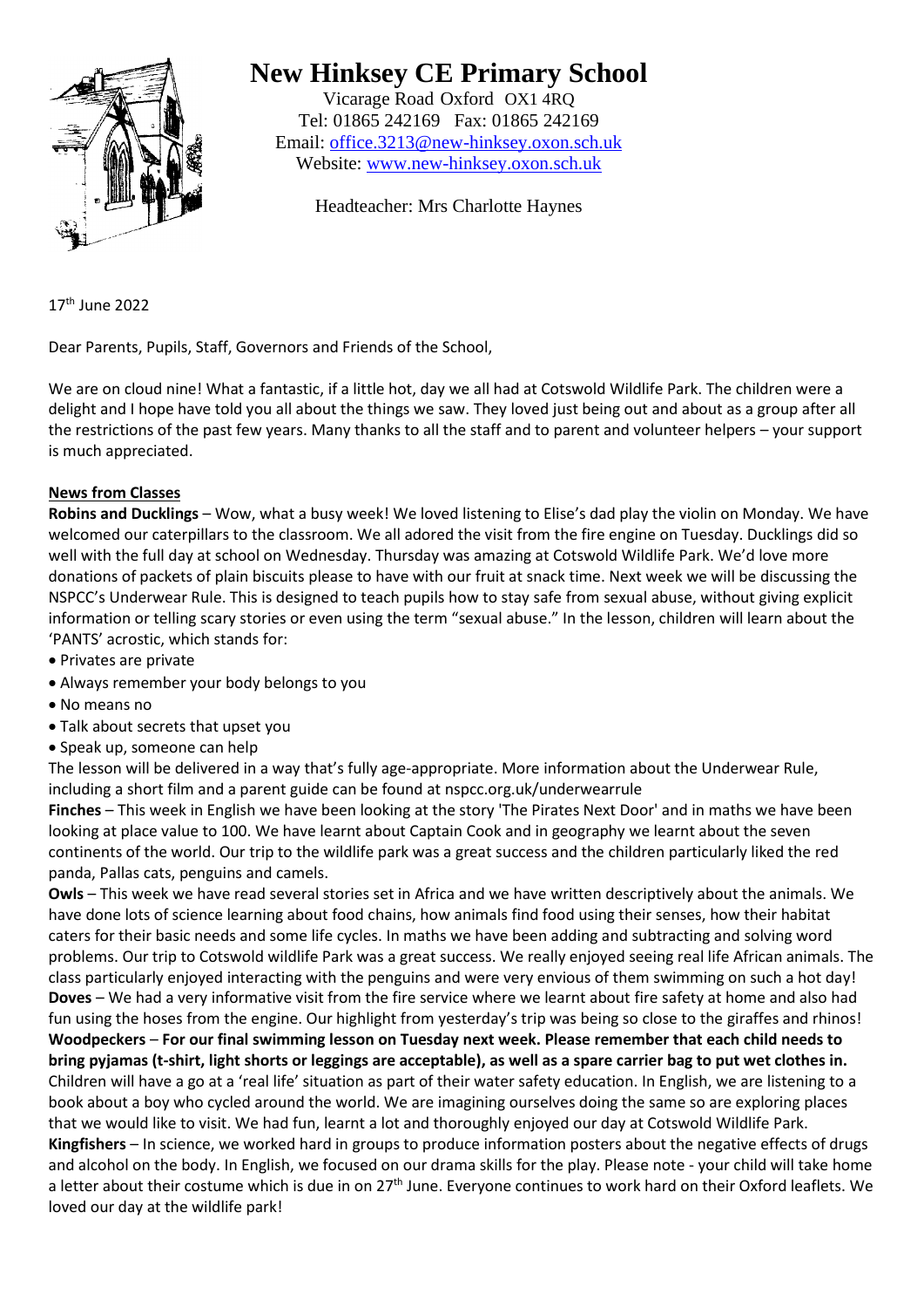# New Hinksey CE Primary School

Vicarage Road Oxford OX1 4RQ
Tel: 01865 242169 Fax: 01865 242169
Email: office.3213@new-hinksey.oxon.sch.uk
Website: www.new-hinksey.oxon.sch.uk

Headteacher: Mrs Charlotte Haynes

17th June 2022

Dear Parents, Pupils, Staff, Governors and Friends of the School,

We are on cloud nine! What a fantastic, if a little hot, day we all had at Cotswold Wildlife Park. The children were a delight and I hope have told you all about the things we saw. They loved just being out and about as a group after all the restrictions of the past few years. Many thanks to all the staff and to parent and volunteer helpers – your support is much appreciated.

## News from Classes

**Robins and Ducklings** – Wow, what a busy week! We loved listening to Elise's dad play the violin on Monday. We have welcomed our caterpillars to the classroom. We all adored the visit from the fire engine on Tuesday. Ducklings did so well with the full day at school on Wednesday. Thursday was amazing at Cotswold Wildlife Park. We'd love more donations of packets of plain biscuits please to have with our fruit at snack time. Next week we will be discussing the NSPCC's Underwear Rule. This is designed to teach pupils how to stay safe from sexual abuse, without giving explicit information or telling scary stories or even using the term "sexual abuse." In the lesson, children will learn about the 'PANTS' acrostic, which stands for:

- Privates are private
- Always remember your body belongs to you
- No means no
- Talk about secrets that upset you
- Speak up, someone can help

The lesson will be delivered in a way that's fully age-appropriate. More information about the Underwear Rule, including a short film and a parent guide can be found at nspcc.org.uk/underwearrule

**Finches** – This week in English we have been looking at the story 'The Pirates Next Door' and in maths we have been looking at place value to 100. We have learnt about Captain Cook and in geography we learnt about the seven continents of the world. Our trip to the wildlife park was a great success and the children particularly liked the red panda, Pallas cats, penguins and camels.

**Owls** – This week we have read several stories set in Africa and we have written descriptively about the animals. We have done lots of science learning about food chains, how animals find food using their senses, how their habitat caters for their basic needs and some life cycles. In maths we have been adding and subtracting and solving word problems. Our trip to Cotswold wildlife Park was a great success. We really enjoyed seeing real life African animals. The class particularly enjoyed interacting with the penguins and were very envious of them swimming on such a hot day!

**Doves** – We had a very informative visit from the fire service where we learnt about fire safety at home and also had fun using the hoses from the engine. Our highlight from yesterday's trip was being so close to the giraffes and rhinos!

**Woodpeckers** – **For our final swimming lesson on Tuesday next week. Please remember that each child needs to bring pyjamas (t-shirt, light shorts or leggings are acceptable), as well as a spare carrier bag to put wet clothes in.** Children will have a go at a 'real life' situation as part of their water safety education. In English, we are listening to a book about a boy who cycled around the world. We are imagining ourselves doing the same so are exploring places that we would like to visit. We had fun, learnt a lot and thoroughly enjoyed our day at Cotswold Wildlife Park.

**Kingfishers** – In science, we worked hard in groups to produce information posters about the negative effects of drugs and alcohol on the body. In English, we focused on our drama skills for the play. Please note - your child will take home a letter about their costume which is due in on 27th June. Everyone continues to work hard on their Oxford leaflets. We loved our day at the wildlife park!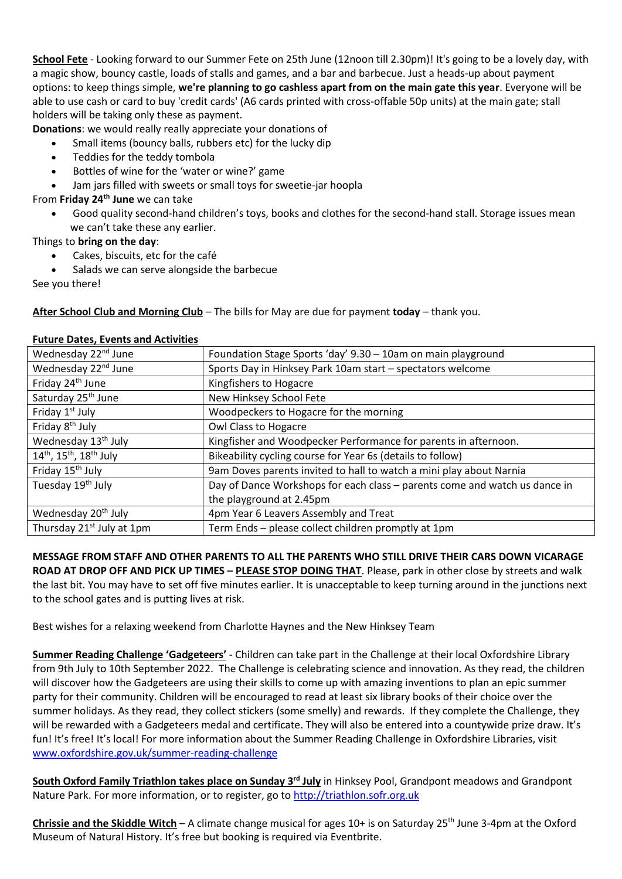**<u>School Fete</u>** - Looking forward to our Summer Fete on 25th June (12noon till 2.30pm)! It's going to be a lovely day, with a magic show, bouncy castle, loads of stalls and games, and a bar and barbecue. Just a heads-up about payment options: to keep things simple, **we're planning to go cashless apart from on the main gate this year**. Everyone will be able to use cash or card to buy 'credit cards' (A6 cards printed with cross-offable 50p units) at the main gate; stall holders will be taking only these as payment.

**Donations**: we would really really appreciate your donations of

- Small items (bouncy balls, rubbers etc) for the lucky dip
- Teddies for the teddy tombola
- Bottles of wine for the 'water or wine?' game
- Jam jars filled with sweets or small toys for sweetie-jar hoopla

From **Friday 24th June** we can take

- Good quality second-hand children's toys, books and clothes for the second-hand stall. Storage issues mean we can't take these any earlier.

Things to **bring on the day**:

- Cakes, biscuits, etc for the café
- Salads we can serve alongside the barbecue

See you there!

**<u>After School Club and Morning Club</u>** – The bills for May are due for payment **today** – thank you.

**<u>Future Dates, Events and Activities</u>**

| | |
|---|---|
| Wednesday 22nd June | Foundation Stage Sports 'day' 9.30 – 10am on main playground |
| Wednesday 22nd June | Sports Day in Hinksey Park 10am start – spectators welcome |
| Friday 24th June | Kingfishers to Hogacre |
| Saturday 25th June | New Hinksey School Fete |
| Friday 1st July | Woodpeckers to Hogacre for the morning |
| Friday 8th July | Owl Class to Hogacre |
| Wednesday 13th July | Kingfisher and Woodpecker Performance for parents in afternoon. |
| 14th, 15th, 18th July | Bikeability cycling course for Year 6s (details to follow) |
| Friday 15th July | 9am Doves parents invited to hall to watch a mini play about Narnia |
| Tuesday 19th July | Day of Dance Workshops for each class – parents come and watch us dance in the playground at 2.45pm |
| Wednesday 20th July | 4pm Year 6 Leavers Assembly and Treat |
| Thursday 21st July at 1pm | Term Ends – please collect children promptly at 1pm |

**MESSAGE FROM STAFF AND OTHER PARENTS TO ALL THE PARENTS WHO STILL DRIVE THEIR CARS DOWN VICARAGE ROAD AT DROP OFF AND PICK UP TIMES – <u>PLEASE STOP DOING THAT</u>**. Please, park in other close by streets and walk the last bit. You may have to set off five minutes earlier. It is unacceptable to keep turning around in the junctions next to the school gates and is putting lives at risk.

Best wishes for a relaxing weekend from Charlotte Haynes and the New Hinksey Team

**<u>Summer Reading Challenge 'Gadgeteers'</u>** - Children can take part in the Challenge at their local Oxfordshire Library from 9th July to 10th September 2022. The Challenge is celebrating science and innovation. As they read, the children will discover how the Gadgeteers are using their skills to come up with amazing inventions to plan an epic summer party for their community. Children will be encouraged to read at least six library books of their choice over the summer holidays. As they read, they collect stickers (some smelly) and rewards. If they complete the Challenge, they will be rewarded with a Gadgeteers medal and certificate. They will also be entered into a countywide prize draw. It's fun! It's free! It's local! For more information about the Summer Reading Challenge in Oxfordshire Libraries, visit [www.oxfordshire.gov.uk/summer-reading-challenge](www.oxfordshire.gov.uk/summer-reading-challenge)

**<u>South Oxford Family Triathlon takes place on Sunday 3rd July</u>** in Hinksey Pool, Grandpont meadows and Grandpont Nature Park. For more information, or to register, go to [http://triathlon.sofr.org.uk](http://triathlon.sofr.org.uk)

**<u>Chrissie and the Skiddle Witch</u>** – A climate change musical for ages 10+ is on Saturday 25th June 3-4pm at the Oxford Museum of Natural History. It's free but booking is required via Eventbrite.